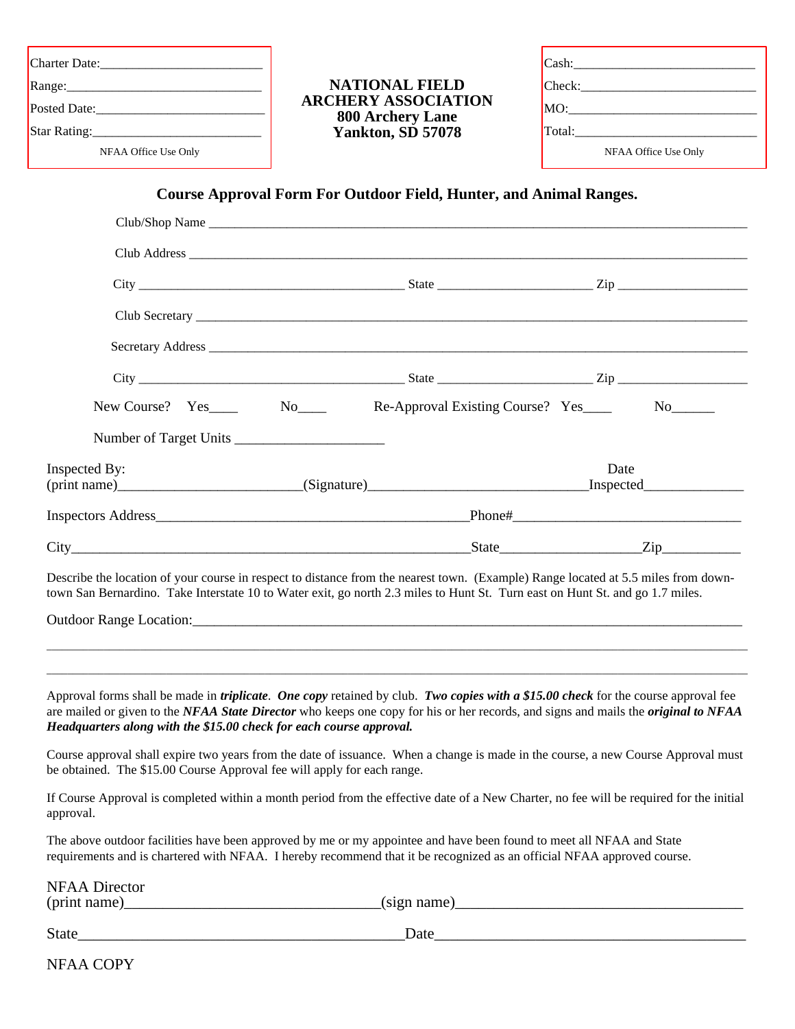| Charter Date:\_\_\_\_\_\_\_\_\_\_\_\_\_\_\_\_\_\_\_\_\_\_\_\_ |
|---|
| Range:\_\_\_\_\_\_\_\_\_\_\_\_\_\_\_\_\_\_\_\_\_\_\_\_\_\_\_\_\_\_ |
| Posted Date:\_\_\_\_\_\_\_\_\_\_\_\_\_\_\_\_\_\_\_\_\_\_\_\_\_ |
| Star Rating:\_\_\_\_\_\_\_\_\_\_\_\_\_\_\_\_\_\_\_\_\_\_\_\_\_ |
| NFAA Office Use Only |

**NATIONAL FIELD ARCHERY ASSOCIATION**
**800 Archery Lane**
**Yankton, SD 57078**

| Cash:\_\_\_\_\_\_\_\_\_\_\_\_\_\_\_\_\_\_\_\_\_\_\_\_\_\_\_ |
|---|
| Check:\_\_\_\_\_\_\_\_\_\_\_\_\_\_\_\_\_\_\_\_\_\_\_\_\_\_ |
| MO:\_\_\_\_\_\_\_\_\_\_\_\_\_\_\_\_\_\_\_\_\_\_\_\_\_\_\_\_ |
| Total:\_\_\_\_\_\_\_\_\_\_\_\_\_\_\_\_\_\_\_\_\_\_\_\_\_\_\_ |
| NFAA Office Use Only |

## Course Approval Form For Outdoor Field, Hunter, and Animal Ranges.

Club/Shop Name \_\_\_\_\_\_\_\_\_\_\_\_\_\_\_\_\_\_\_\_\_\_\_\_\_\_\_\_\_\_\_\_\_\_\_\_\_\_\_\_\_\_\_\_\_\_\_\_\_\_\_\_\_\_\_\_\_\_\_\_\_\_\_\_\_\_\_\_\_\_

Club Address \_\_\_\_\_\_\_\_\_\_\_\_\_\_\_\_\_\_\_\_\_\_\_\_\_\_\_\_\_\_\_\_\_\_\_\_\_\_\_\_\_\_\_\_\_\_\_\_\_\_\_\_\_\_\_\_\_\_\_\_\_\_\_\_\_\_\_\_\_\_\_

City \_\_\_\_\_\_\_\_\_\_\_\_\_\_\_\_\_\_\_\_\_\_\_\_\_\_\_\_\_\_\_\_\_\_\_\_\_\_\_\_ State \_\_\_\_\_\_\_\_\_\_\_\_\_\_\_\_\_\_\_\_\_\_\_\_ Zip \_\_\_\_\_\_\_\_\_\_\_\_\_\_\_\_\_\_\_\_

Club Secretary \_\_\_\_\_\_\_\_\_\_\_\_\_\_\_\_\_\_\_\_\_\_\_\_\_\_\_\_\_\_\_\_\_\_\_\_\_\_\_\_\_\_\_\_\_\_\_\_\_\_\_\_\_\_\_\_\_\_\_\_\_\_\_\_\_\_\_\_\_\_

Secretary Address \_\_\_\_\_\_\_\_\_\_\_\_\_\_\_\_\_\_\_\_\_\_\_\_\_\_\_\_\_\_\_\_\_\_\_\_\_\_\_\_\_\_\_\_\_\_\_\_\_\_\_\_\_\_\_\_\_\_\_\_\_\_\_\_\_\_\_

City \_\_\_\_\_\_\_\_\_\_\_\_\_\_\_\_\_\_\_\_\_\_\_\_\_\_\_\_\_\_\_\_\_\_\_\_\_\_\_\_ State \_\_\_\_\_\_\_\_\_\_\_\_\_\_\_\_\_\_\_\_\_\_\_\_ Zip \_\_\_\_\_\_\_\_\_\_\_\_\_\_\_\_\_\_\_\_

New Course? Yes\_\_\_\_ No\_\_\_\_ Re-Approval Existing Course? Yes\_\_\_\_ No\_\_\_\_\_\_

Number of Target Units \_\_\_\_\_\_\_\_\_\_\_\_\_\_\_\_\_\_\_\_\_

Inspected By:
(print name)\_\_\_\_\_\_\_\_\_\_\_\_\_\_\_\_\_\_\_\_\_\_\_\_\_(Signature)\_\_\_\_\_\_\_\_\_\_\_\_\_\_\_\_\_\_\_\_\_\_\_\_\_\_\_\_\_\_ Date Inspected\_\_\_\_\_\_\_\_\_\_\_\_\_\_

Inspectors Address\_\_\_\_\_\_\_\_\_\_\_\_\_\_\_\_\_\_\_\_\_\_\_\_\_\_\_\_\_\_\_\_\_\_\_\_\_\_\_\_\_\_\_\_\_Phone#\_\_\_\_\_\_\_\_\_\_\_\_\_\_\_\_\_\_\_\_\_\_\_\_\_\_\_\_\_\_\_\_\_

City\_\_\_\_\_\_\_\_\_\_\_\_\_\_\_\_\_\_\_\_\_\_\_\_\_\_\_\_\_\_\_\_\_\_\_\_\_\_\_\_\_\_\_\_\_\_\_\_\_\_\_\_\_\_\_\_\_\_State\_\_\_\_\_\_\_\_\_\_\_\_\_\_\_\_\_\_\_\_Zip\_\_\_\_\_\_\_\_\_\_\_

Describe the location of your course in respect to distance from the nearest town. (Example) Range located at 5.5 miles from downtown San Bernardino. Take Interstate 10 to Water exit, go north 2.3 miles to Hunt St. Turn east on Hunt St. and go 1.7 miles.

Outdoor Range Location:\_\_\_\_\_\_\_\_\_\_\_\_\_\_\_\_\_\_\_\_\_\_\_\_\_\_\_\_\_\_\_\_\_\_\_\_\_\_\_\_\_\_\_\_\_\_\_\_\_\_\_\_\_\_\_\_\_\_\_\_\_\_\_\_\_\_\_\_\_\_\_\_\_\_\_\_\_\_\_

\_\_\_\_\_\_\_\_\_\_\_\_\_\_\_\_\_\_\_\_\_\_\_\_\_\_\_\_\_\_\_\_\_\_\_\_\_\_\_\_\_\_\_\_\_\_\_\_\_\_\_\_\_\_\_\_\_\_\_\_\_\_\_\_\_\_\_\_\_\_\_\_\_\_\_\_\_\_\_\_\_\_\_\_\_\_\_\_\_\_\_\_\_\_\_\_\_\_\_\_\_\_

\_\_\_\_\_\_\_\_\_\_\_\_\_\_\_\_\_\_\_\_\_\_\_\_\_\_\_\_\_\_\_\_\_\_\_\_\_\_\_\_\_\_\_\_\_\_\_\_\_\_\_\_\_\_\_\_\_\_\_\_\_\_\_\_\_\_\_\_\_\_\_\_\_\_\_\_\_\_\_\_\_\_\_\_\_\_\_\_\_\_\_\_\_\_\_\_\_\_\_\_\_\_

Approval forms shall be made in ***triplicate***. ***One copy*** retained by club. ***Two copies with a $15.00 check*** for the course approval fee are mailed or given to the ***NFAA State Director*** who keeps one copy for his or her records, and signs and mails the ***original to NFAA Headquarters along with the $15.00 check for each course approval.***

Course approval shall expire two years from the date of issuance. When a change is made in the course, a new Course Approval must be obtained. The $15.00 Course Approval fee will apply for each range.

If Course Approval is completed within a month period from the effective date of a New Charter, no fee will be required for the initial approval.

The above outdoor facilities have been approved by me or my appointee and have been found to meet all NFAA and State requirements and is chartered with NFAA. I hereby recommend that it be recognized as an official NFAA approved course.

NFAA Director
(print name)\_\_\_\_\_\_\_\_\_\_\_\_\_\_\_\_\_\_\_\_\_\_\_\_\_\_\_\_\_\_\_\_\_(sign name)\_\_\_\_\_\_\_\_\_\_\_\_\_\_\_\_\_\_\_\_\_\_\_\_\_\_\_\_\_\_\_\_\_\_\_\_\_\_

State\_\_\_\_\_\_\_\_\_\_\_\_\_\_\_\_\_\_\_\_\_\_\_\_\_\_\_\_\_\_\_\_\_\_\_\_\_\_\_\_\_\_\_Date\_\_\_\_\_\_\_\_\_\_\_\_\_\_\_\_\_\_\_\_\_\_\_\_\_\_\_\_\_\_\_\_\_\_\_\_\_\_\_\_\_

NFAA COPY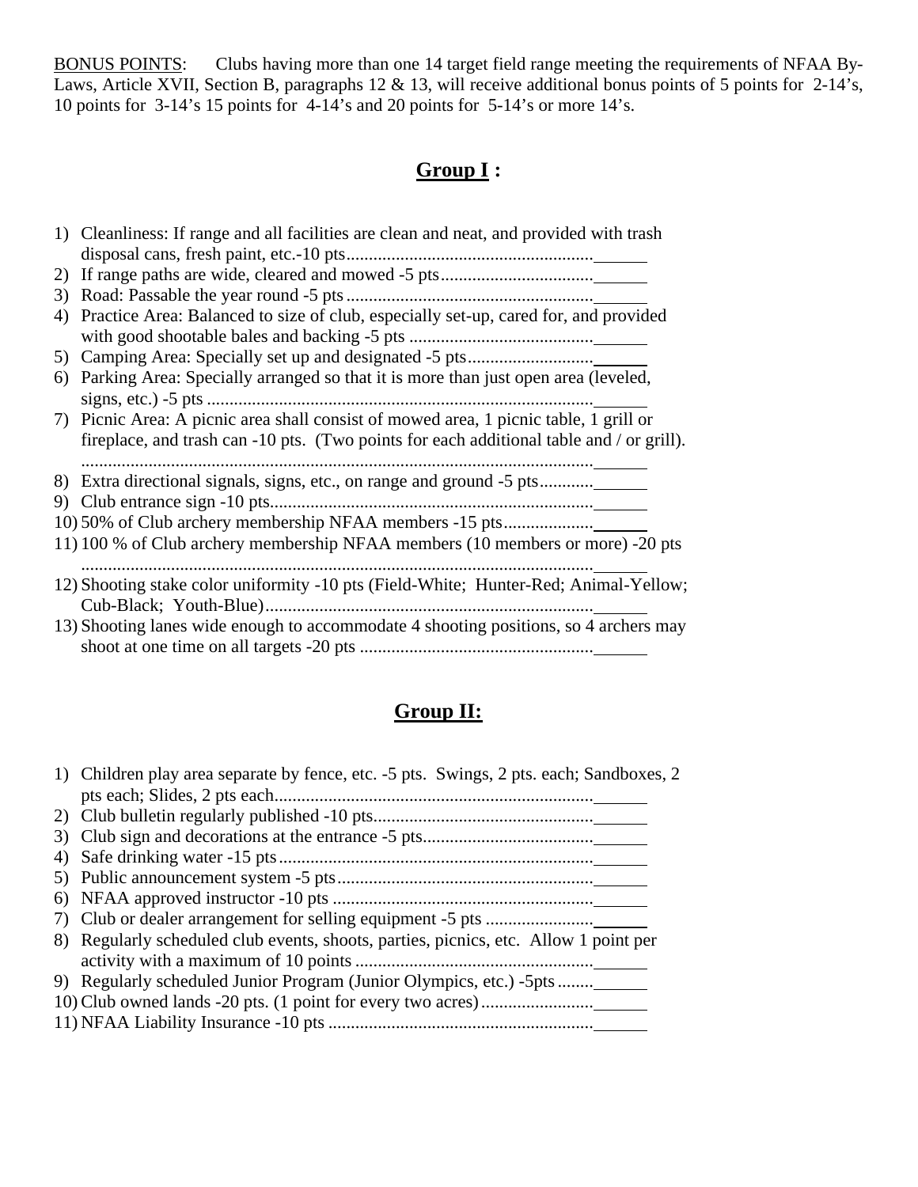BONUS POINTS: Clubs having more than one 14 target field range meeting the requirements of NFAA By-Laws, Article XVII, Section B, paragraphs 12 & 13, will receive additional bonus points of 5 points for 2-14's, 10 points for 3-14's 15 points for 4-14's and 20 points for 5-14's or more 14's.

## Group I :

1) Cleanliness: If range and all facilities are clean and neat, and provided with trash disposal cans, fresh paint, etc.-10 pts......................................................______
2) If range paths are wide, cleared and mowed -5 pts.................................______
3) Road: Passable the year round -5 pts.......................................................______
4) Practice Area: Balanced to size of club, especially set-up, cared for, and provided with good shootable bales and backing -5 pts ........................................______
5) Camping Area: Specially set up and designated -5 pts...........................______
6) Parking Area: Specially arranged so that it is more than just open area (leveled, signs, etc.) -5 pts .....................................................................................______
7) Picnic Area: A picnic area shall consist of mowed area, 1 picnic table, 1 grill or fireplace, and trash can -10 pts. (Two points for each additional table and / or grill). ..................................................................................................................______
8) Extra directional signals, signs, etc., on range and ground -5 pts............______
9) Club entrance sign -10 pts.......................................................................______
10) 50% of Club archery membership NFAA members -15 pts...................______
11) 100 % of Club archery membership NFAA members (10 members or more) -20 pts ..................................................................................................................______
12) Shooting stake color uniformity -10 pts (Field-White; Hunter-Red; Animal-Yellow; Cub-Black; Youth-Blue).........................................................................______
13) Shooting lanes wide enough to accommodate 4 shooting positions, so 4 archers may shoot at one time on all targets -20 pts ...................................................______

## Group II:

1) Children play area separate by fence, etc. -5 pts. Swings, 2 pts. each; Sandboxes, 2 pts each; Slides, 2 pts each.......................................................................______
2) Club bulletin regularly published -10 pts.................................................______
3) Club sign and decorations at the entrance -5 pts......................................______
4) Safe drinking water -15 pts......................................................................______
5) Public announcement system -5 pts.........................................................______
6) NFAA approved instructor -10 pts ..........................................................______
7) Club or dealer arrangement for selling equipment -5 pts ........................______
8) Regularly scheduled club events, shoots, parties, picnics, etc. Allow 1 point per activity with a maximum of 10 points ....................................................______
9) Regularly scheduled Junior Program (Junior Olympics, etc.) -5pts........______
10) Club owned lands -20 pts. (1 point for every two acres).........................______
11) NFAA Liability Insurance -10 pts ...........................................................______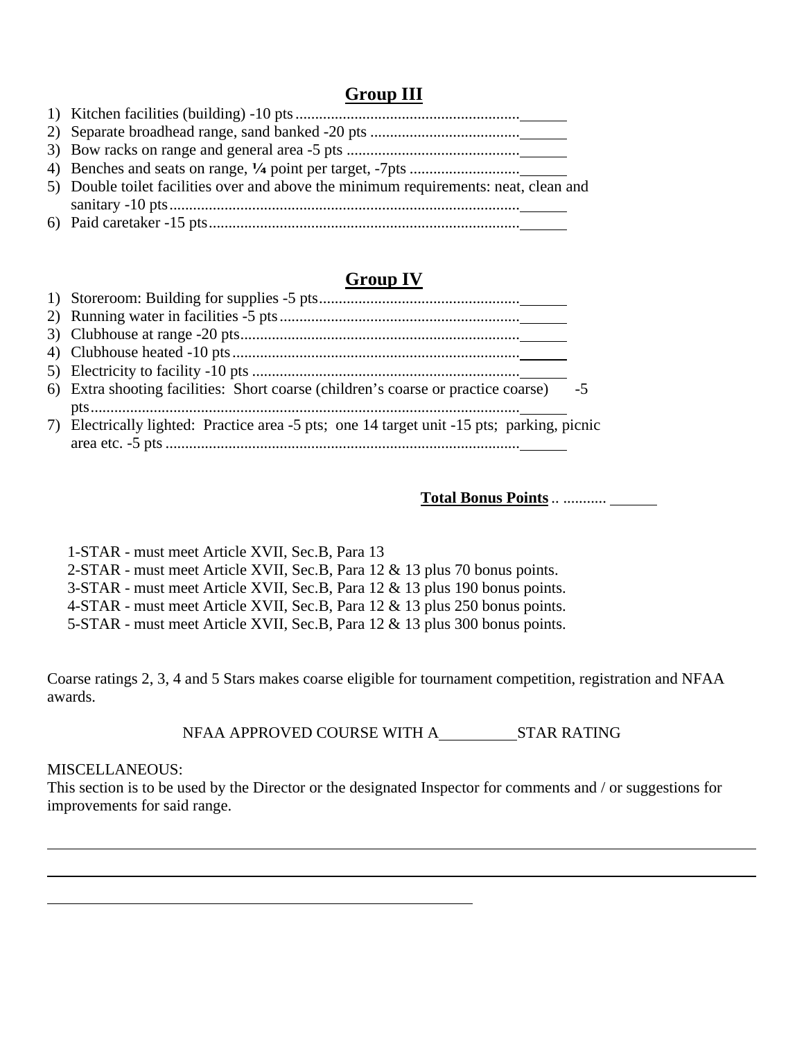## Group III

1) Kitchen facilities (building) -10 pts.........................................................______
2) Separate broadhead range, sand banked -20 pts ......................................______
3) Bow racks on range and general area -5 pts ............................................______
4) Benches and seats on range, **¼** point per target, -7pts ............................______
5) Double toilet facilities over and above the minimum requirements: neat, clean and sanitary -10 pts.........................................................................................______
6) Paid caretaker -15 pts..............................................................................______

## Group IV

1) Storeroom: Building for supplies -5 pts...................................................______
2) Running water in facilities -5 pts.............................................................______
3) Clubhouse at range -20 pts.......................................................................______
4) Clubhouse heated -10 pts.........................................................................______
5) Electricity to facility -10 pts ....................................................................______
6) Extra shooting facilities: Short coarse (children's coarse or practice coarse) -5 pts............................................................................................................______
7) Electrically lighted: Practice area -5 pts; one 14 target unit -15 pts; parking, picnic area etc. -5 pts ..........................................................................................______

**Total Bonus Points** .. ........... ______

1-STAR - must meet Article XVII, Sec.B, Para 13
2-STAR - must meet Article XVII, Sec.B, Para 12 & 13 plus 70 bonus points.
3-STAR - must meet Article XVII, Sec.B, Para 12 & 13 plus 190 bonus points.
4-STAR - must meet Article XVII, Sec.B, Para 12 & 13 plus 250 bonus points.
5-STAR - must meet Article XVII, Sec.B, Para 12 & 13 plus 300 bonus points.

Coarse ratings 2, 3, 4 and 5 Stars makes coarse eligible for tournament competition, registration and NFAA awards.

NFAA APPROVED COURSE WITH A__________STAR RATING

MISCELLANEOUS:
This section is to be used by the Director or the designated Inspector for comments and / or suggestions for improvements for said range.

______________________________________________________________________________

______________________________________________________________________________

______________________________________________________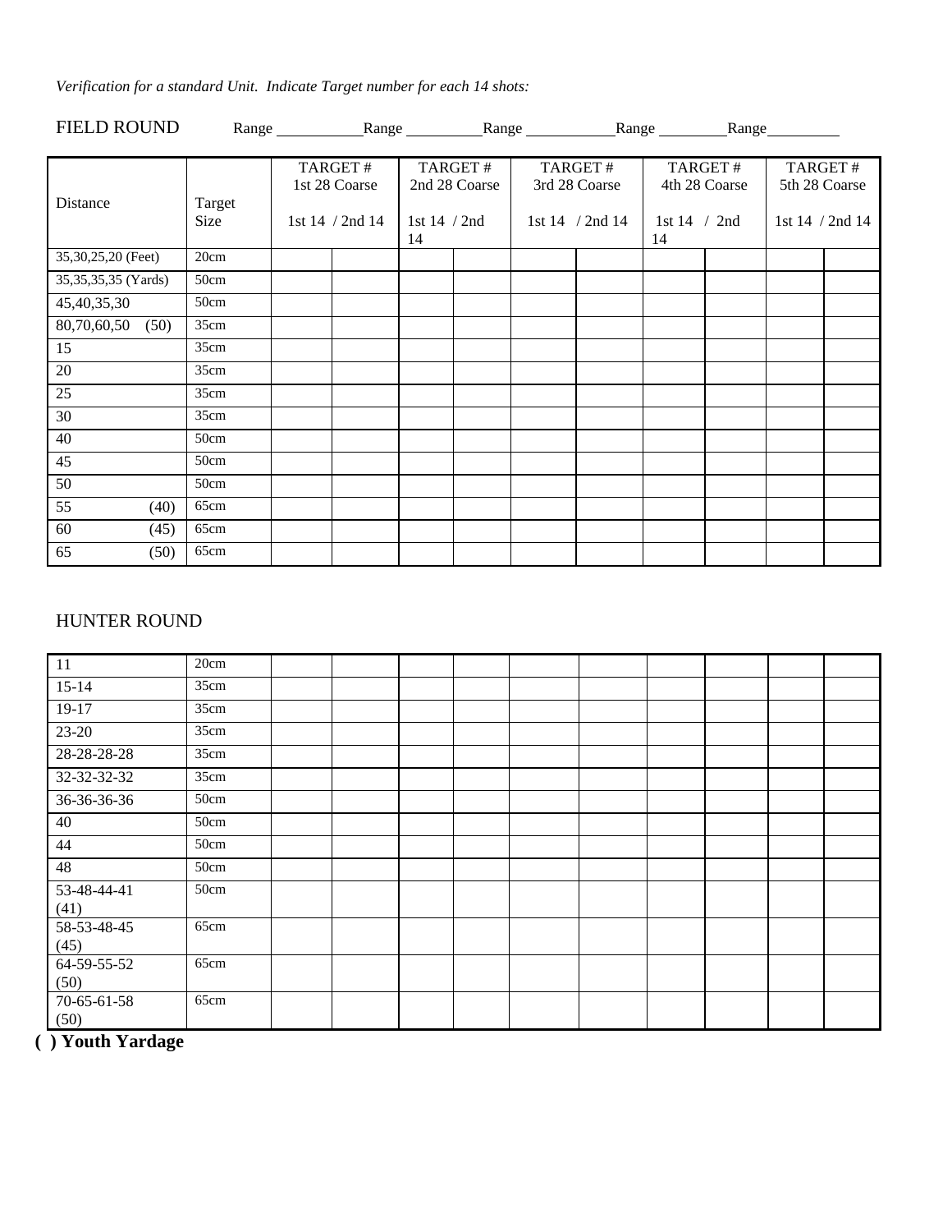*Verification for a standard Unit. Indicate Target number for each 14 shots:*

FIELD ROUND Range \_\_\_\_\_\_\_\_\_\_ Range \_\_\_\_\_\_\_\_\_\_ Range \_\_\_\_\_\_\_\_\_\_ Range \_\_\_\_\_\_\_\_\_\_ Range \_\_\_\_\_\_\_\_\_\_

| Distance | Target Size | TARGET # 1st 28 Coarse | | TARGET # 2nd 28 Coarse | | TARGET # 3rd 28 Coarse | | TARGET # 4th 28 Coarse | | TARGET # 5th 28 Coarse | |
|---|---|---|---|---|---|---|---|---|---|---|---|
| | | 1st 14 | 2nd 14 | 1st 14 | 2nd 14 | 1st 14 | 2nd 14 | 1st 14 | 2nd 14 | 1st 14 | 2nd 14 |
| 35,30,25,20 (Feet) | 20cm | | | | | | | | | | |
| 35,35,35,35 (Yards) | 50cm | | | | | | | | | | |
| 45,40,35,30 | 50cm | | | | | | | | | | |
| 80,70,60,50 (50) | 35cm | | | | | | | | | | |
| 15 | 35cm | | | | | | | | | | |
| 20 | 35cm | | | | | | | | | | |
| 25 | 35cm | | | | | | | | | | |
| 30 | 35cm | | | | | | | | | | |
| 40 | 50cm | | | | | | | | | | |
| 45 | 50cm | | | | | | | | | | |
| 50 | 50cm | | | | | | | | | | |
| 55 (40) | 65cm | | | | | | | | | | |
| 60 (45) | 65cm | | | | | | | | | | |
| 65 (50) | 65cm | | | | | | | | | | |

HUNTER ROUND

| Distance | Target Size | | | | | | | | | | |
|---|---|---|---|---|---|---|---|---|---|---|---|
| 11 | 20cm | | | | | | | | | | |
| 15-14 | 35cm | | | | | | | | | | |
| 19-17 | 35cm | | | | | | | | | | |
| 23-20 | 35cm | | | | | | | | | | |
| 28-28-28-28 | 35cm | | | | | | | | | | |
| 32-32-32-32 | 35cm | | | | | | | | | | |
| 36-36-36-36 | 50cm | | | | | | | | | | |
| 40 | 50cm | | | | | | | | | | |
| 44 | 50cm | | | | | | | | | | |
| 48 | 50cm | | | | | | | | | | |
| 53-48-44-41 (41) | 50cm | | | | | | | | | | |
| 58-53-48-45 (45) | 65cm | | | | | | | | | | |
| 64-59-55-52 (50) | 65cm | | | | | | | | | | |
| 70-65-61-58 (50) | 65cm | | | | | | | | | | |

**( ) Youth Yardage**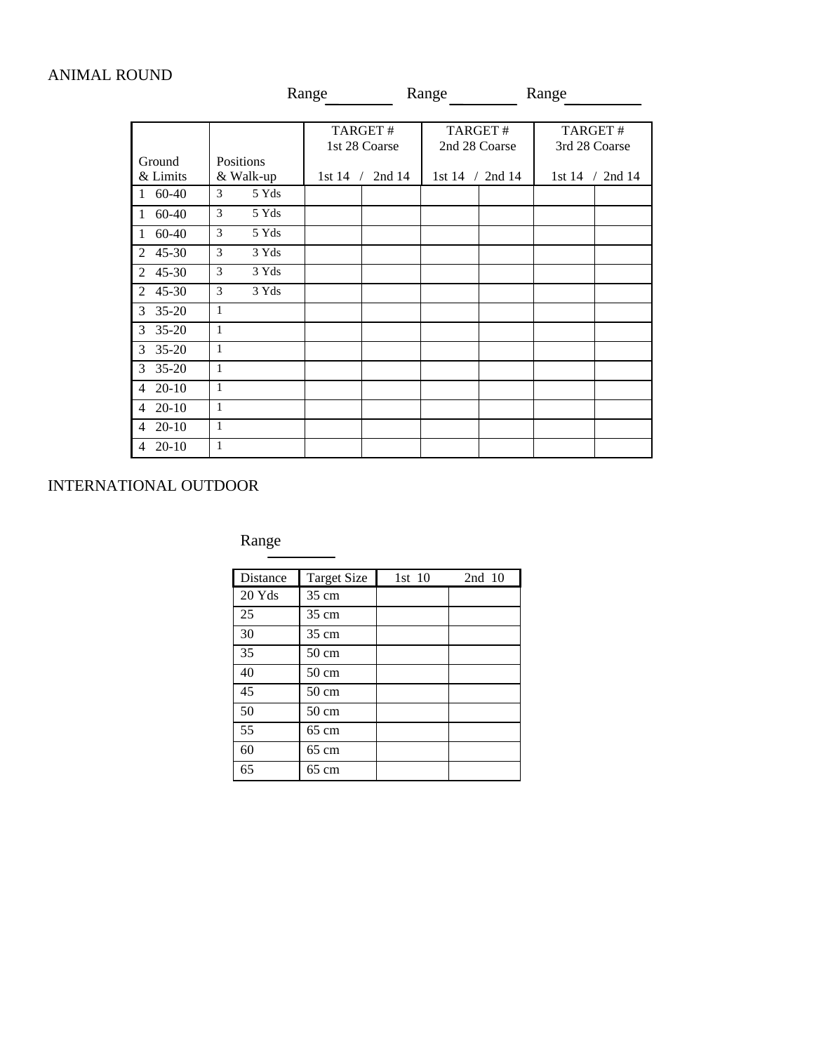## ANIMAL ROUND

Range________ Range ________ Range _________

| Ground & Limits | Positions & Walk-up | TARGET # 1st 28 Coarse 1st 14 / | 2nd 14 | TARGET # 2nd 28 Coarse 1st 14 / | 2nd 14 | TARGET # 3rd 28 Coarse 1st 14 / | 2nd 14 |
|---|---|---|---|---|---|---|---|
| 1 60-40 | 3 5 Yds | | | | | | |
| 1 60-40 | 3 5 Yds | | | | | | |
| 1 60-40 | 3 5 Yds | | | | | | |
| 2 45-30 | 3 3 Yds | | | | | | |
| 2 45-30 | 3 3 Yds | | | | | | |
| 2 45-30 | 3 3 Yds | | | | | | |
| 3 35-20 | 1 | | | | | | |
| 3 35-20 | 1 | | | | | | |
| 3 35-20 | 1 | | | | | | |
| 3 35-20 | 1 | | | | | | |
| 4 20-10 | 1 | | | | | | |
| 4 20-10 | 1 | | | | | | |
| 4 20-10 | 1 | | | | | | |
| 4 20-10 | 1 | | | | | | |

## INTERNATIONAL OUTDOOR

Range ________

| Distance | Target Size | 1st 10 | 2nd 10 |
|---|---|---|---|
| 20 Yds | 35 cm | | |
| 25 | 35 cm | | |
| 30 | 35 cm | | |
| 35 | 50 cm | | |
| 40 | 50 cm | | |
| 45 | 50 cm | | |
| 50 | 50 cm | | |
| 55 | 65 cm | | |
| 60 | 65 cm | | |
| 65 | 65 cm | | |